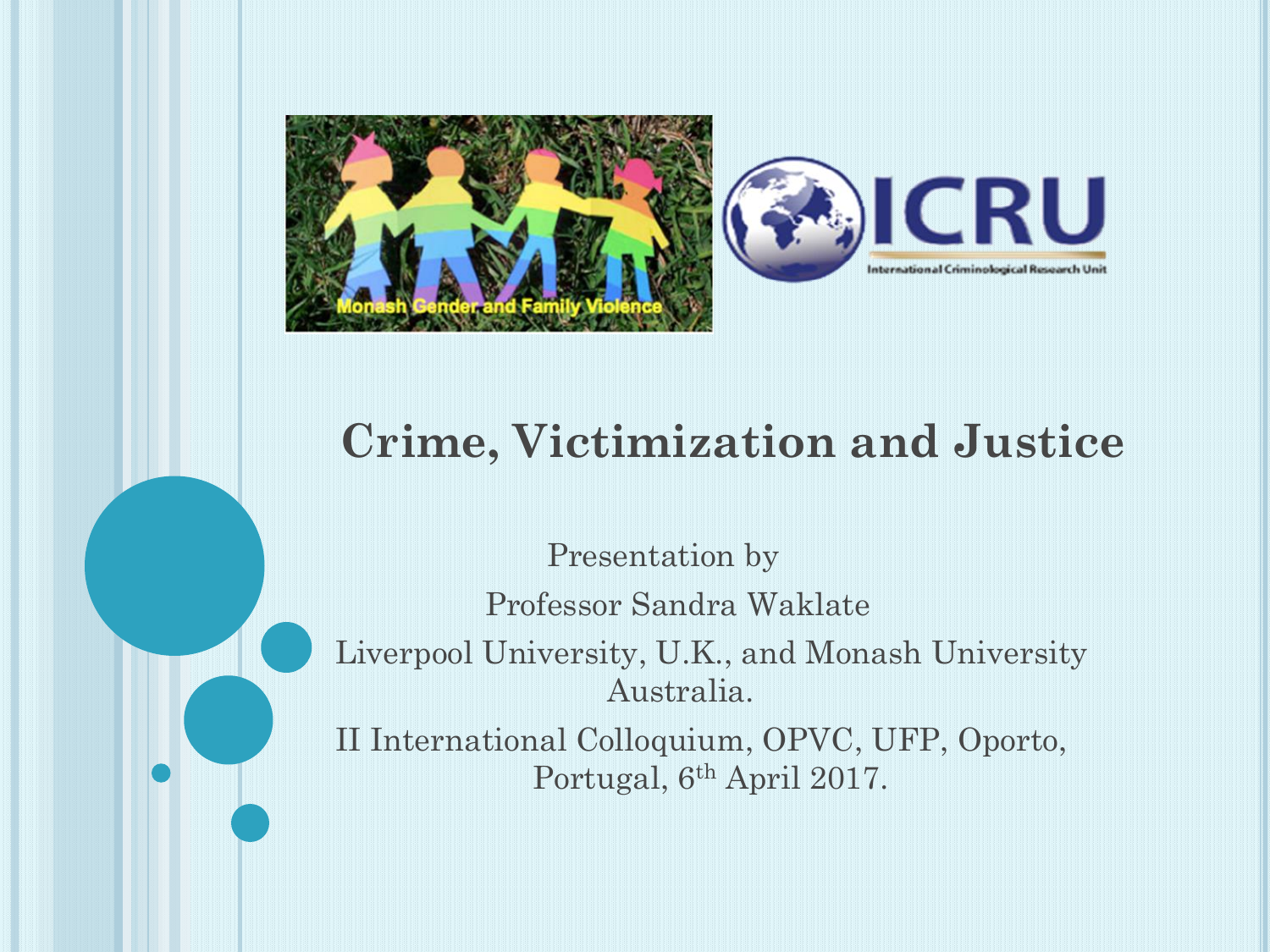# Crime, Victimization and Justice

Presentation by

Professor Sandra Waklate

Liverpool University, U.K., and Monash University Australia.

II International Colloquium, OPVC, UFP, Oporto, Portugal, 6th April 2017.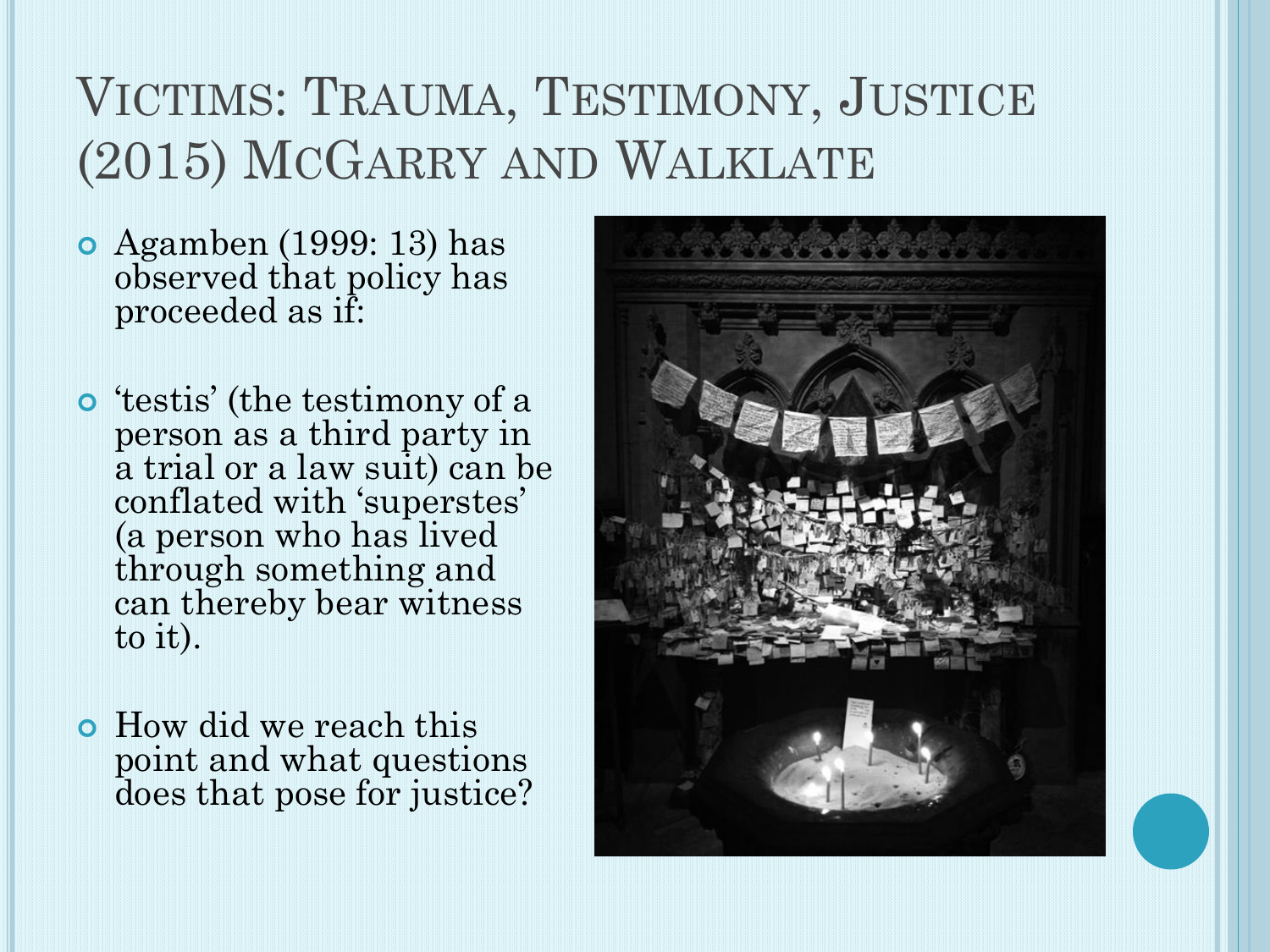# Victims: Trauma, Testimony, Justice (2015) McGarry and Walklate

- Agamben (1999: 13) has observed that policy has proceeded as if:
- 'testis' (the testimony of a person as a third party in a trial or a law suit) can be conflated with 'superstes' (a person who has lived through something and can thereby bear witness to it).
- How did we reach this point and what questions does that pose for justice?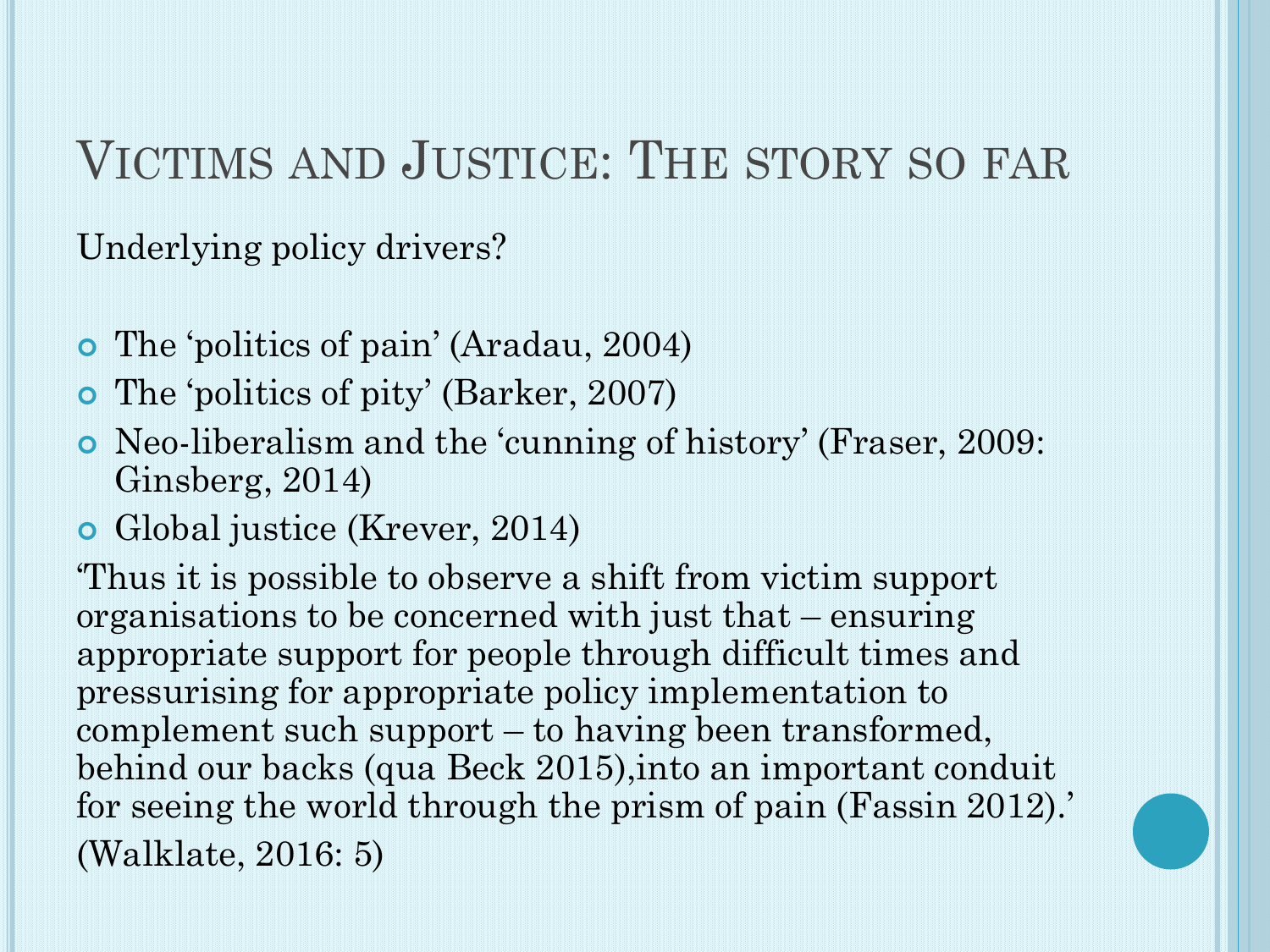# Victims and Justice: The story so far

Underlying policy drivers?

- The 'politics of pain' (Aradau, 2004)
- The 'politics of pity' (Barker, 2007)
- Neo-liberalism and the 'cunning of history' (Fraser, 2009: Ginsberg, 2014)
- Global justice (Krever, 2014)

'Thus it is possible to observe a shift from victim support organisations to be concerned with just that – ensuring appropriate support for people through difficult times and pressurising for appropriate policy implementation to complement such support – to having been transformed, behind our backs (qua Beck 2015),into an important conduit for seeing the world through the prism of pain (Fassin 2012).'

(Walklate, 2016: 5)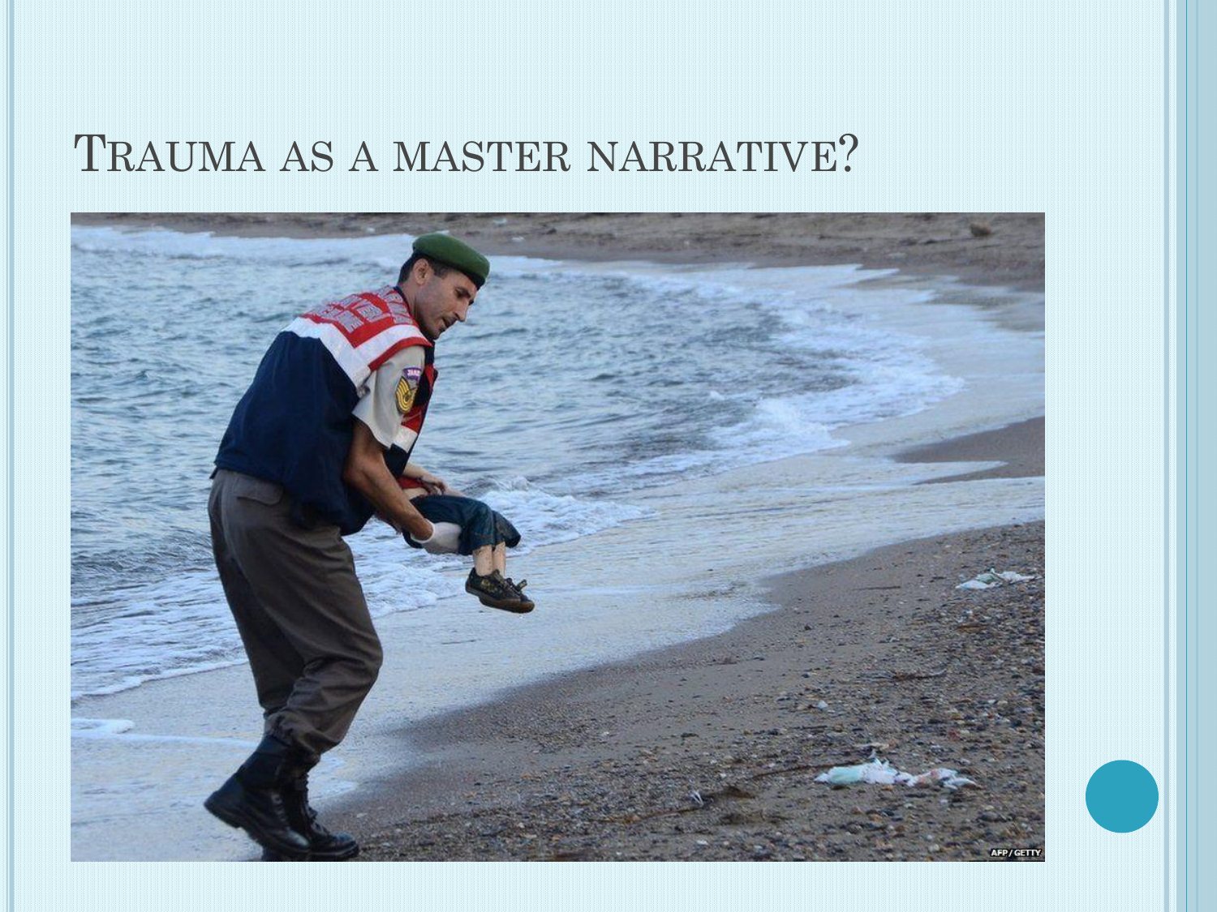# Trauma as a master narrative?

AFP/GETTY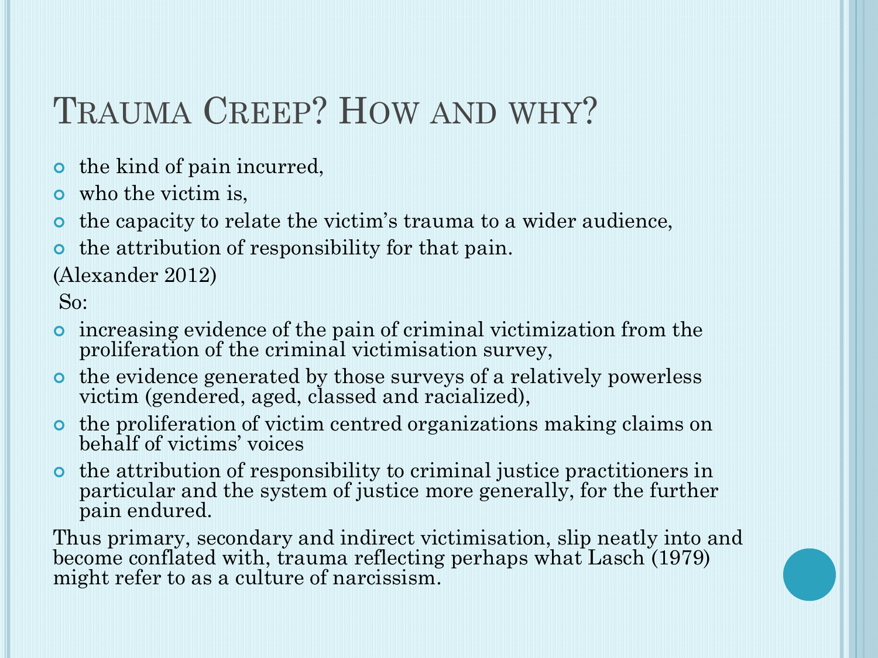# Trauma Creep? How and why?

- the kind of pain incurred,
- who the victim is,
- the capacity to relate the victim's trauma to a wider audience,
- the attribution of responsibility for that pain.

(Alexander 2012)

So:

- increasing evidence of the pain of criminal victimization from the proliferation of the criminal victimisation survey,
- the evidence generated by those surveys of a relatively powerless victim (gendered, aged, classed and racialized),
- the proliferation of victim centred organizations making claims on behalf of victims' voices
- the attribution of responsibility to criminal justice practitioners in particular and the system of justice more generally, for the further pain endured.

Thus primary, secondary and indirect victimisation, slip neatly into and become conflated with, trauma reflecting perhaps what Lasch (1979) might refer to as a culture of narcissism.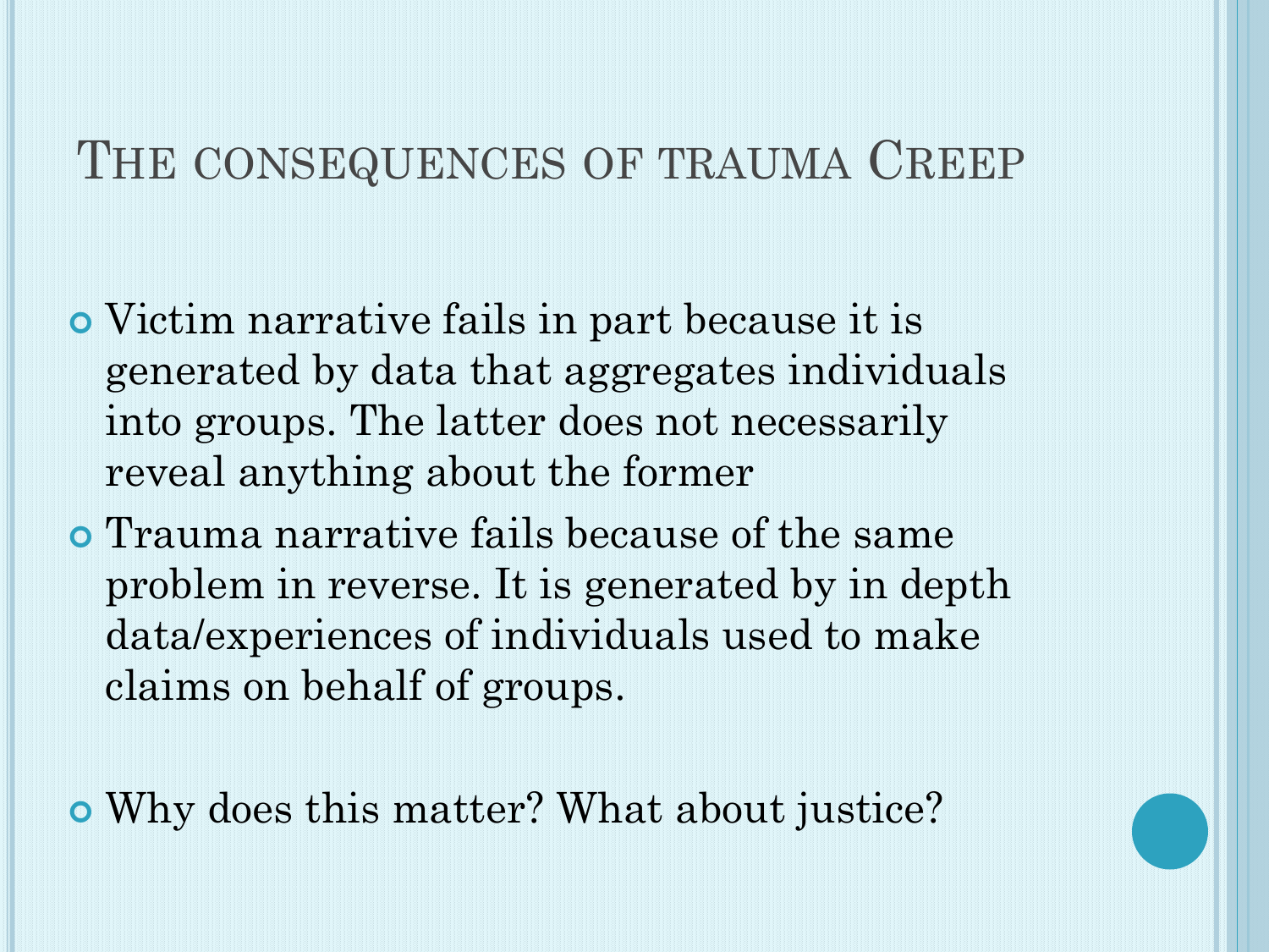# The consequences of trauma Creep

- Victim narrative fails in part because it is generated by data that aggregates individuals into groups. The latter does not necessarily reveal anything about the former
- Trauma narrative fails because of the same problem in reverse. It is generated by in depth data/experiences of individuals used to make claims on behalf of groups.

- Why does this matter? What about justice?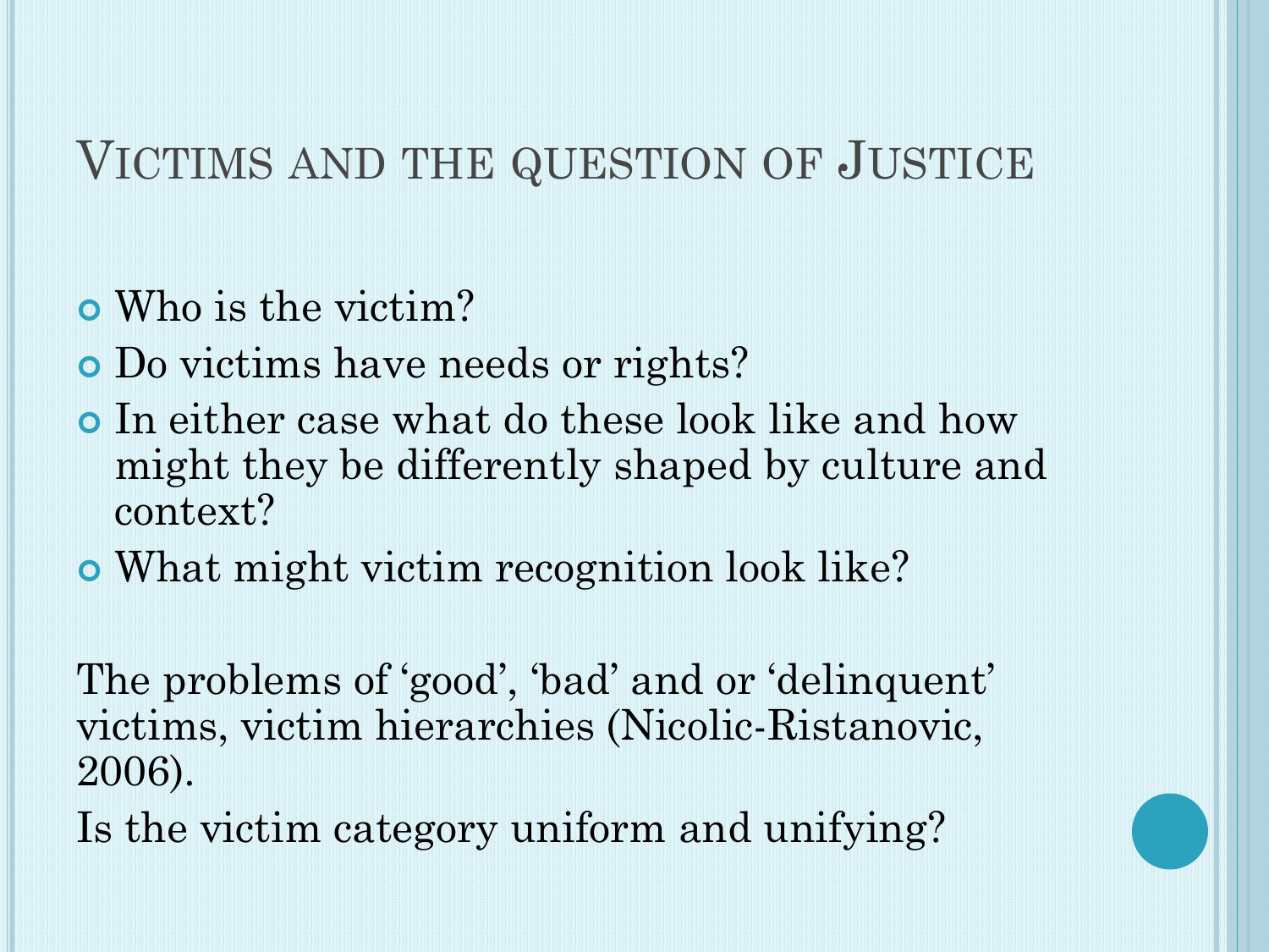# Victims and the question of Justice

- Who is the victim?
- Do victims have needs or rights?
- In either case what do these look like and how might they be differently shaped by culture and context?
- What might victim recognition look like?

The problems of 'good', 'bad' and or 'delinquent' victims, victim hierarchies (Nicolic-Ristanovic, 2006).

Is the victim category uniform and unifying?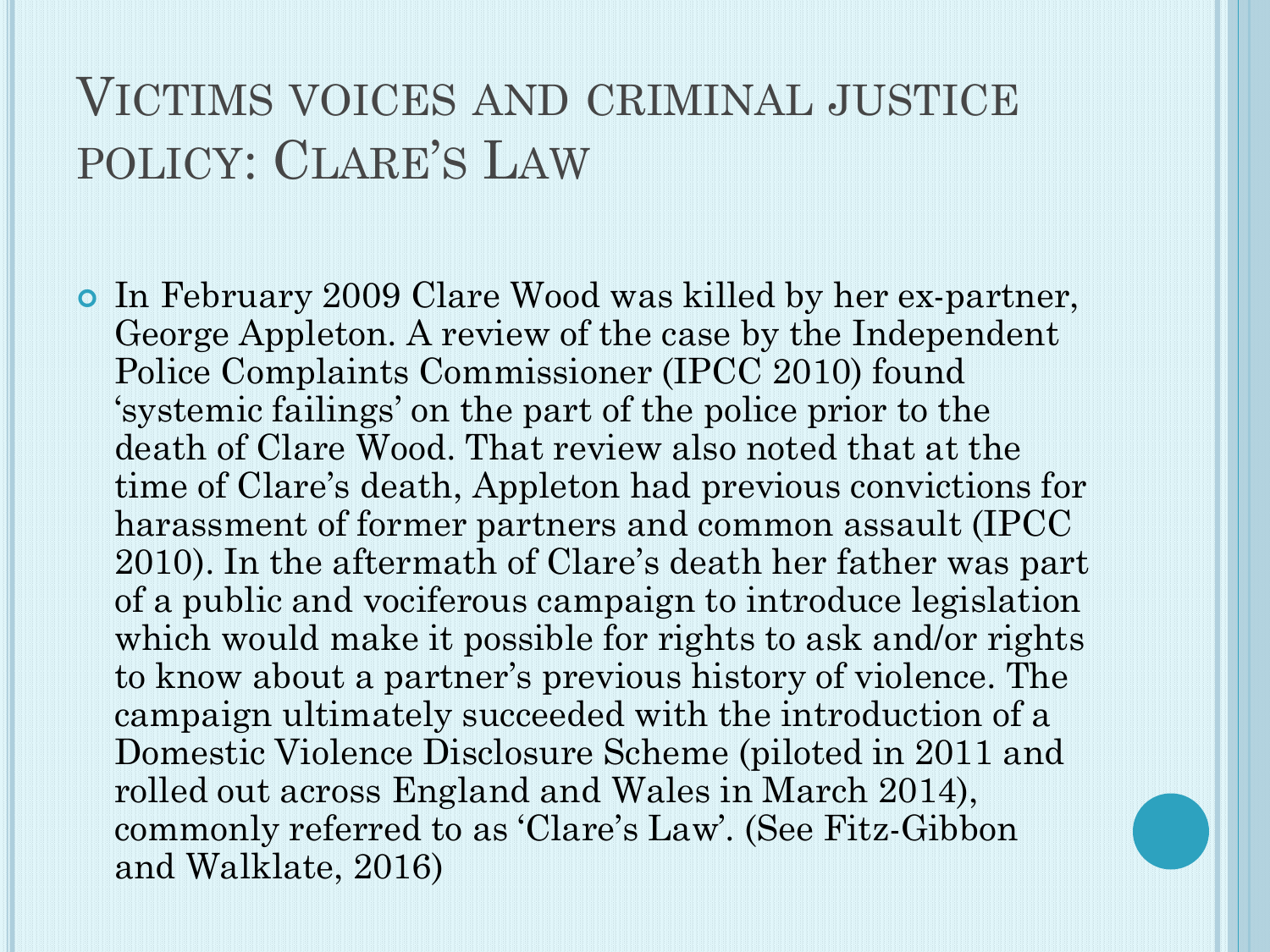# Victims voices and criminal justice policy: Clare's Law

- In February 2009 Clare Wood was killed by her ex-partner, George Appleton. A review of the case by the Independent Police Complaints Commissioner (IPCC 2010) found 'systemic failings' on the part of the police prior to the death of Clare Wood. That review also noted that at the time of Clare's death, Appleton had previous convictions for harassment of former partners and common assault (IPCC 2010). In the aftermath of Clare's death her father was part of a public and vociferous campaign to introduce legislation which would make it possible for rights to ask and/or rights to know about a partner's previous history of violence. The campaign ultimately succeeded with the introduction of a Domestic Violence Disclosure Scheme (piloted in 2011 and rolled out across England and Wales in March 2014), commonly referred to as 'Clare's Law'. (See Fitz-Gibbon and Walklate, 2016)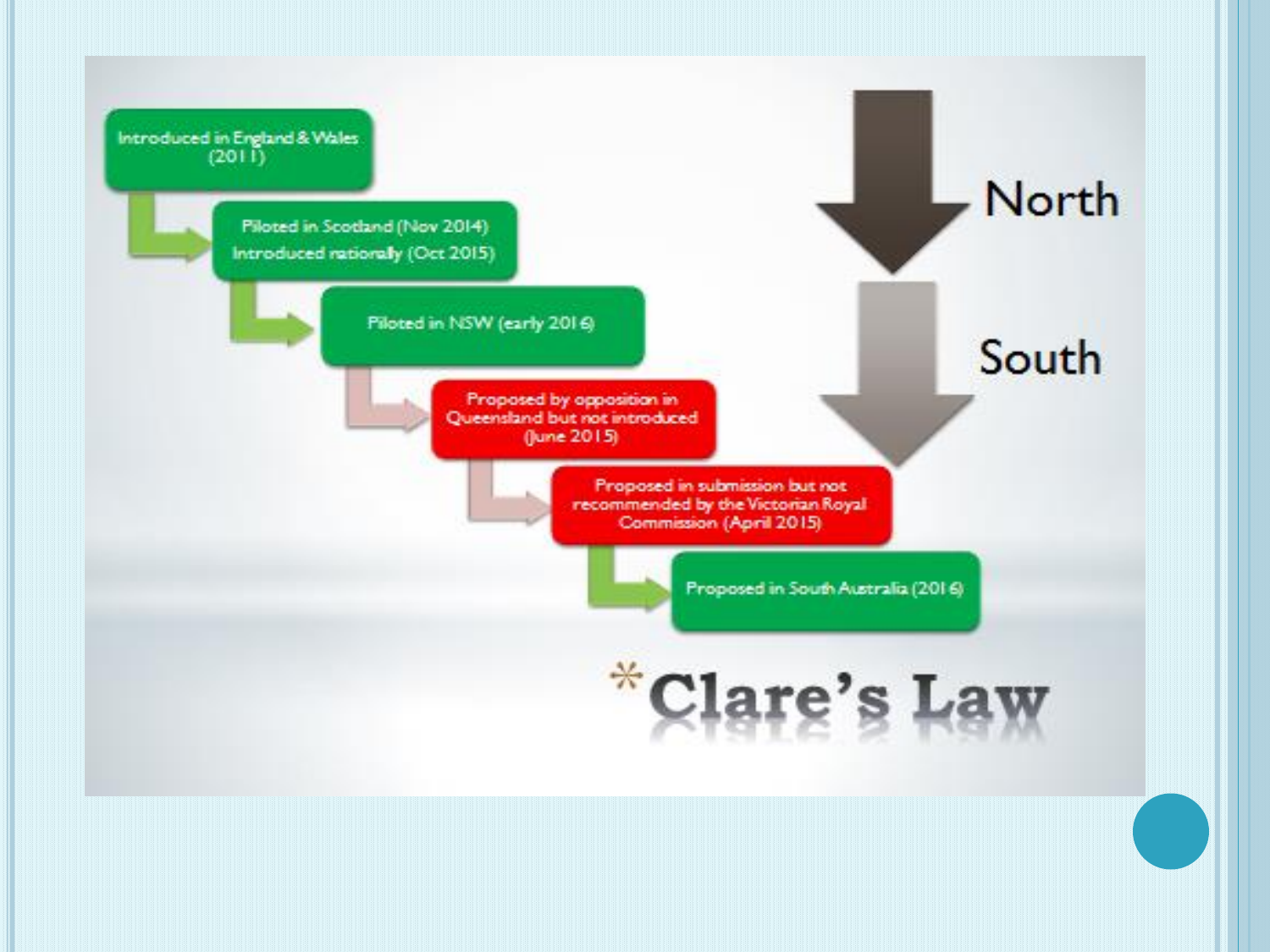# *Clare's Law

- Introduced in England & Wales (2011)
- Piloted in Scotland (Nov 2014)
  Introduced nationally (Oct 2015)
- Piloted in NSW (early 2016)
- Proposed by opposition in Queensland but not introduced (June 2015)
- Proposed in submission but not recommended by the Victorian Royal Commission (April 2015)
- Proposed in South Australia (2016)

North

South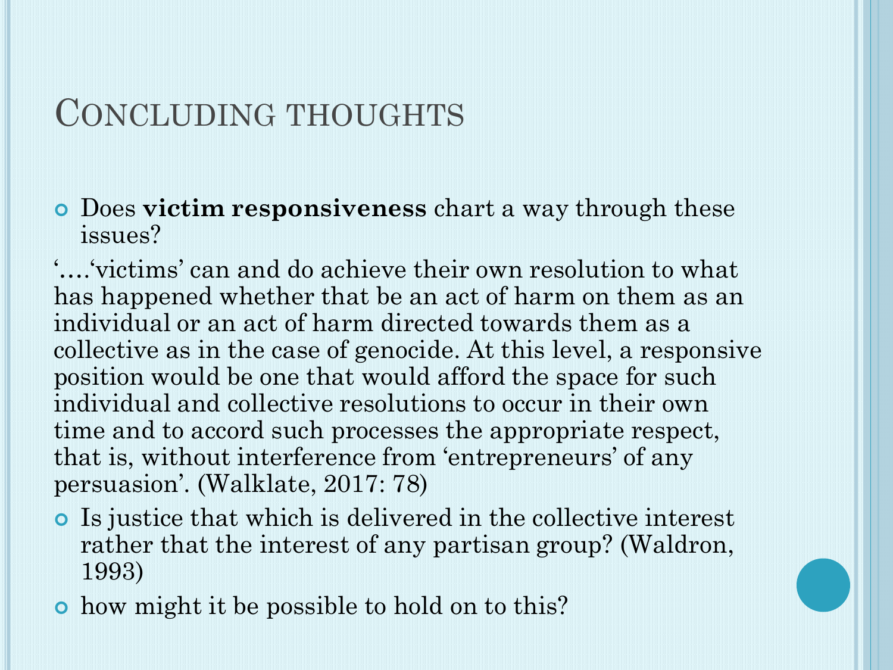# Concluding thoughts

- Does **victim responsiveness** chart a way through these issues?

'….'victims' can and do achieve their own resolution to what has happened whether that be an act of harm on them as an individual or an act of harm directed towards them as a collective as in the case of genocide. At this level, a responsive position would be one that would afford the space for such individual and collective resolutions to occur in their own time and to accord such processes the appropriate respect, that is, without interference from 'entrepreneurs' of any persuasion'. (Walklate, 2017: 78)

- Is justice that which is delivered in the collective interest rather that the interest of any partisan group? (Waldron, 1993)
- how might it be possible to hold on to this?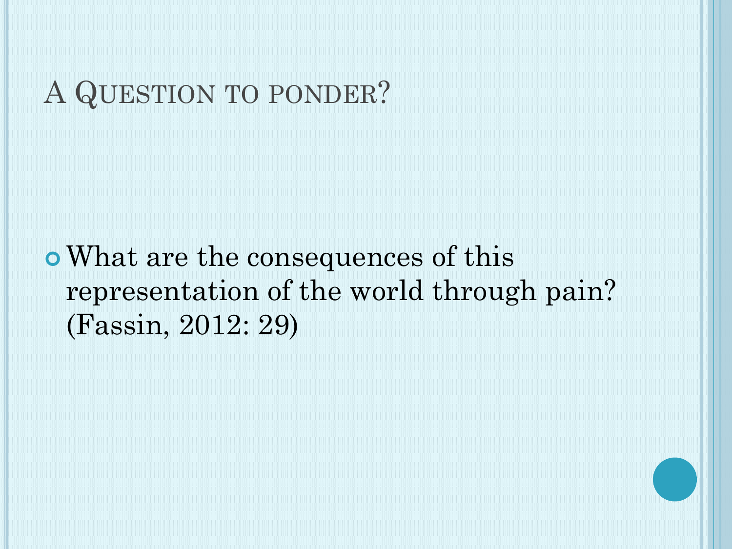# A Question to ponder?

- What are the consequences of this representation of the world through pain? (Fassin, 2012: 29)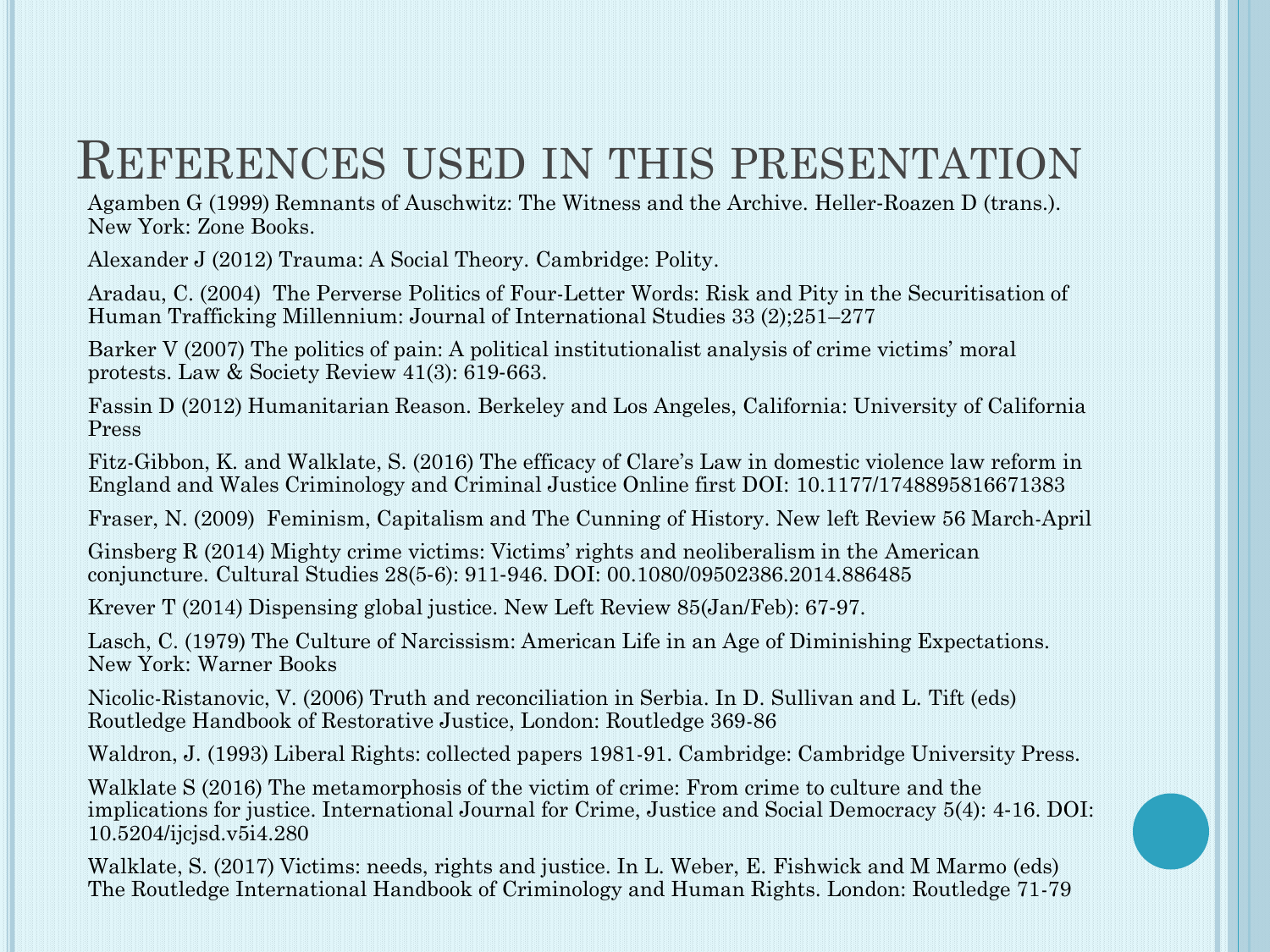# References used in this presentation

Agamben G (1999) Remnants of Auschwitz: The Witness and the Archive. Heller-Roazen D (trans.). New York: Zone Books.

Alexander J (2012) Trauma: A Social Theory. Cambridge: Polity.

Aradau, C. (2004) The Perverse Politics of Four-Letter Words: Risk and Pity in the Securitisation of Human Trafficking Millennium: Journal of International Studies 33 (2);251–277

Barker V (2007) The politics of pain: A political institutionalist analysis of crime victims' moral protests. Law & Society Review 41(3): 619-663.

Fassin D (2012) Humanitarian Reason. Berkeley and Los Angeles, California: University of California Press

Fitz-Gibbon, K. and Walklate, S. (2016) The efficacy of Clare's Law in domestic violence law reform in England and Wales Criminology and Criminal Justice Online first DOI: 10.1177/1748895816671383

Fraser, N. (2009) Feminism, Capitalism and The Cunning of History. New left Review 56 March-April

Ginsberg R (2014) Mighty crime victims: Victims' rights and neoliberalism in the American conjuncture. Cultural Studies 28(5-6): 911-946. DOI: 00.1080/09502386.2014.886485

Krever T (2014) Dispensing global justice. New Left Review 85(Jan/Feb): 67-97.

Lasch, C. (1979) The Culture of Narcissism: American Life in an Age of Diminishing Expectations. New York: Warner Books

Nicolic-Ristanovic, V. (2006) Truth and reconciliation in Serbia. In D. Sullivan and L. Tift (eds) Routledge Handbook of Restorative Justice, London: Routledge 369-86

Waldron, J. (1993) Liberal Rights: collected papers 1981-91. Cambridge: Cambridge University Press.

Walklate S (2016) The metamorphosis of the victim of crime: From crime to culture and the implications for justice. International Journal for Crime, Justice and Social Democracy 5(4): 4-16. DOI: 10.5204/ijcjsd.v5i4.280

Walklate, S. (2017) Victims: needs, rights and justice. In L. Weber, E. Fishwick and M Marmo (eds) The Routledge International Handbook of Criminology and Human Rights. London: Routledge 71-79